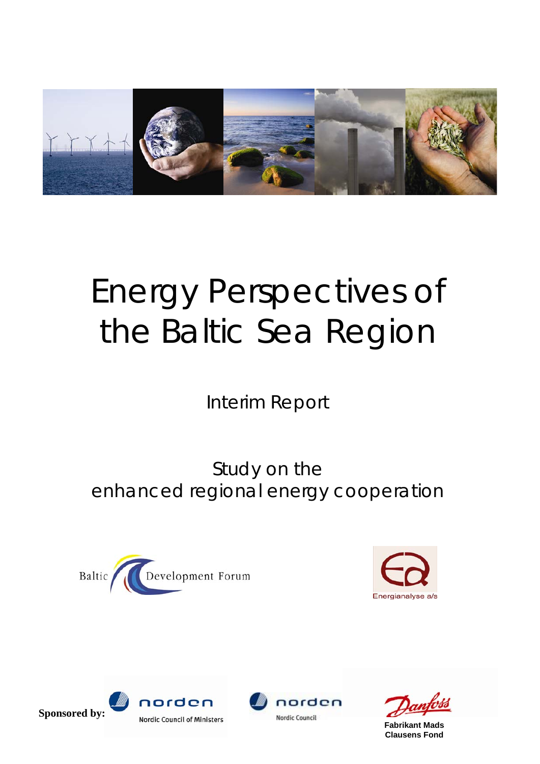# Energy Perspectives of the Baltic Sea Region

## Interim Report

Study on the enhanced regional energy cooperation

Baltic Development Forum

Energianalyse a/s

Sponsored by:

norden Nordic Council of Ministers

norden Nordic Council

Danfoss Fabrikant Mads Clausens Fond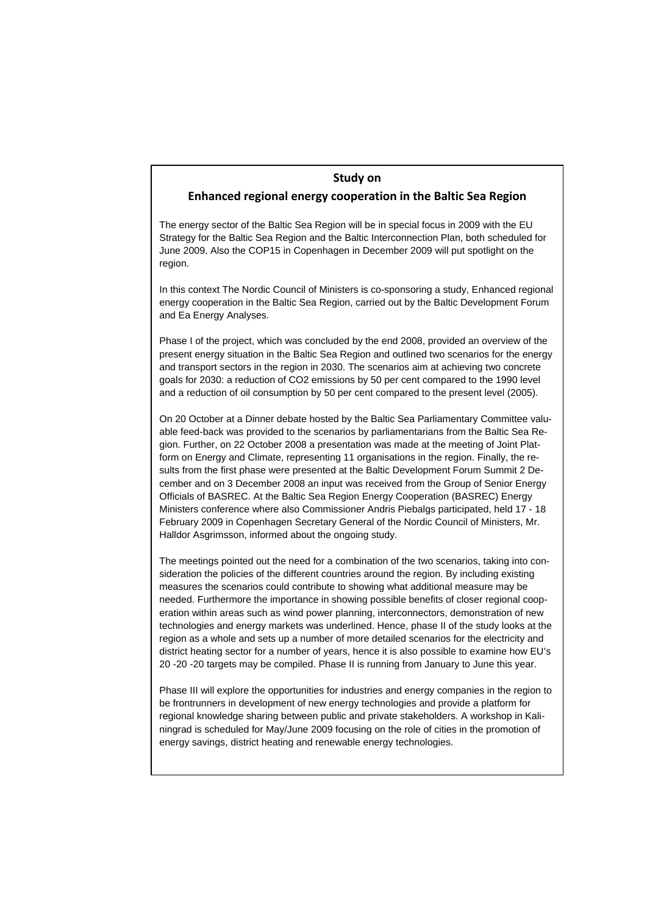## Study on

## Enhanced regional energy cooperation in the Baltic Sea Region

The energy sector of the Baltic Sea Region will be in special focus in 2009 with the EU Strategy for the Baltic Sea Region and the Baltic Interconnection Plan, both scheduled for June 2009. Also the COP15 in Copenhagen in December 2009 will put spotlight on the region.

In this context The Nordic Council of Ministers is co-sponsoring a study, Enhanced regional energy cooperation in the Baltic Sea Region, carried out by the Baltic Development Forum and Ea Energy Analyses.

Phase I of the project, which was concluded by the end 2008, provided an overview of the present energy situation in the Baltic Sea Region and outlined two scenarios for the energy and transport sectors in the region in 2030. The scenarios aim at achieving two concrete goals for 2030: a reduction of $CO_2$ emissions by 50 per cent compared to the 1990 level and a reduction of oil consumption by 50 per cent compared to the present level (2005).

On 20 October at a Dinner debate hosted by the Baltic Sea Parliamentary Committee valuable feed-back was provided to the scenarios by parliamentarians from the Baltic Sea Region. Further, on 22 October 2008 a presentation was made at the meeting of Joint Platform on Energy and Climate, representing 11 organisations in the region. Finally, the results from the first phase were presented at the Baltic Development Forum Summit 2 December and on 3 December 2008 an input was received from the Group of Senior Energy Officials of BASREC. At the Baltic Sea Region Energy Cooperation (BASREC) Energy Ministers conference where also Commissioner Andris Piebalgs participated, held 17 - 18 February 2009 in Copenhagen Secretary General of the Nordic Council of Ministers, Mr. Halldor Asgrimsson, informed about the ongoing study.

The meetings pointed out the need for a combination of the two scenarios, taking into consideration the policies of the different countries around the region. By including existing measures the scenarios could contribute to showing what additional measure may be needed. Furthermore the importance in showing possible benefits of closer regional cooperation within areas such as wind power planning, interconnectors, demonstration of new technologies and energy markets was underlined. Hence, phase II of the study looks at the region as a whole and sets up a number of more detailed scenarios for the electricity and district heating sector for a number of years, hence it is also possible to examine how EU's 20 -20 -20 targets may be compiled. Phase II is running from January to June this year.

Phase III will explore the opportunities for industries and energy companies in the region to be frontrunners in development of new energy technologies and provide a platform for regional knowledge sharing between public and private stakeholders. A workshop in Kaliningrad is scheduled for May/June 2009 focusing on the role of cities in the promotion of energy savings, district heating and renewable energy technologies.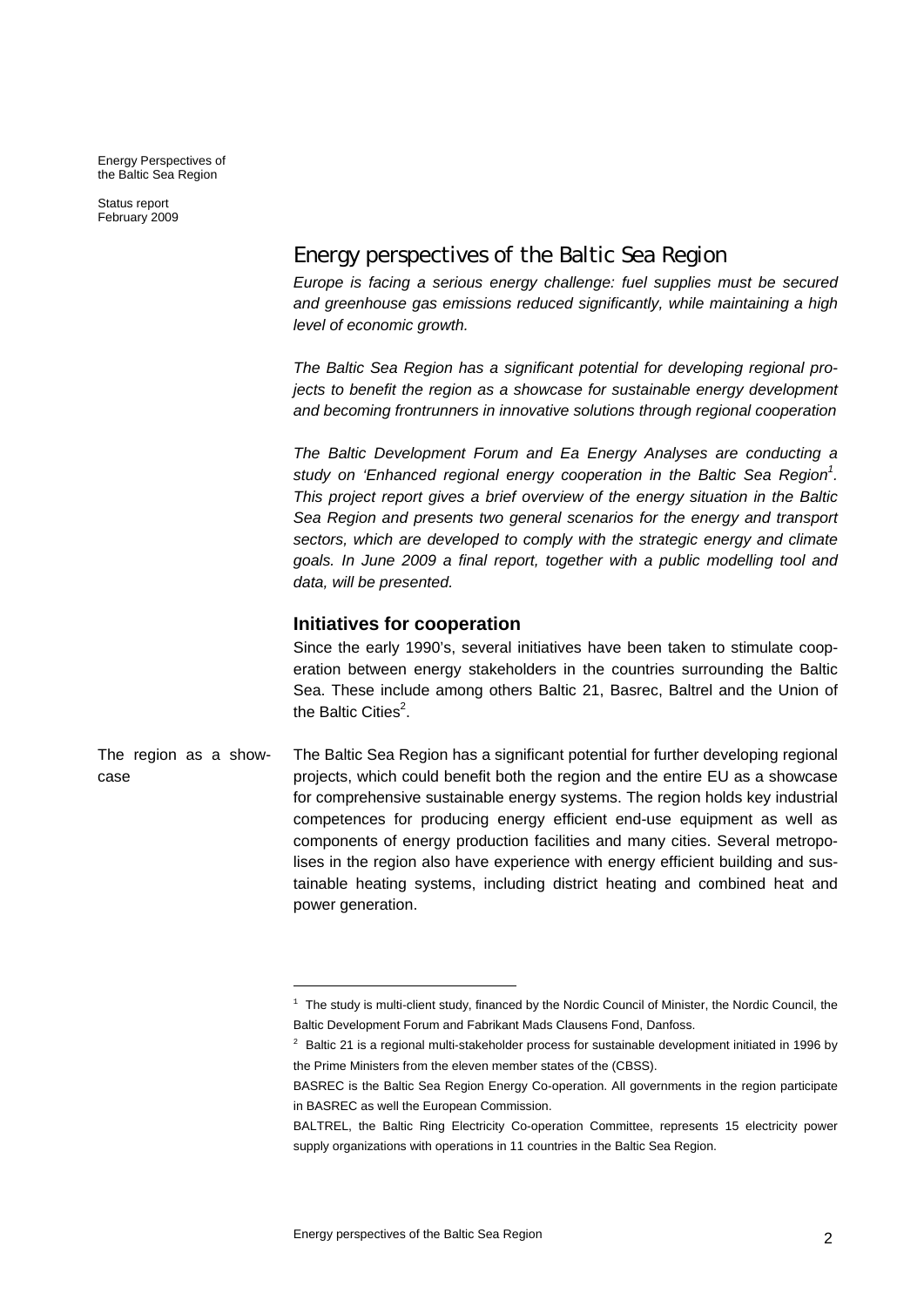# Energy perspectives of the Baltic Sea Region

*Europe is facing a serious energy challenge: fuel supplies must be secured and greenhouse gas emissions reduced significantly, while maintaining a high level of economic growth.*

*The Baltic Sea Region has a significant potential for developing regional projects to benefit the region as a showcase for sustainable energy development and becoming frontrunners in innovative solutions through regional cooperation*

*The Baltic Development Forum and Ea Energy Analyses are conducting a study on 'Enhanced regional energy cooperation in the Baltic Sea Region[1]. This project report gives a brief overview of the energy situation in the Baltic Sea Region and presents two general scenarios for the energy and transport sectors, which are developed to comply with the strategic energy and climate goals. In June 2009 a final report, together with a public modelling tool and data, will be presented.*

## Initiatives for cooperation

Since the early 1990's, several initiatives have been taken to stimulate cooperation between energy stakeholders in the countries surrounding the Baltic Sea. These include among others Baltic 21, Basrec, Baltrel and the Union of the Baltic Cities[2].

**The region as a showcase**

The Baltic Sea Region has a significant potential for further developing regional projects, which could benefit both the region and the entire EU as a showcase for comprehensive sustainable energy systems. The region holds key industrial competences for producing energy efficient end-use equipment as well as components of energy production facilities and many cities. Several metropolises in the region also have experience with energy efficient building and sustainable heating systems, including district heating and combined heat and power generation.

---

[1] The study is multi-client study, financed by the Nordic Council of Minister, the Nordic Council, the Baltic Development Forum and Fabrikant Mads Clausens Fond, Danfoss.

[2] Baltic 21 is a regional multi-stakeholder process for sustainable development initiated in 1996 by the Prime Ministers from the eleven member states of the (CBSS).

BASREC is the Baltic Sea Region Energy Co-operation. All governments in the region participate in BASREC as well the European Commission.

BALTREL, the Baltic Ring Electricity Co-operation Committee, represents 15 electricity power supply organizations with operations in 11 countries in the Baltic Sea Region.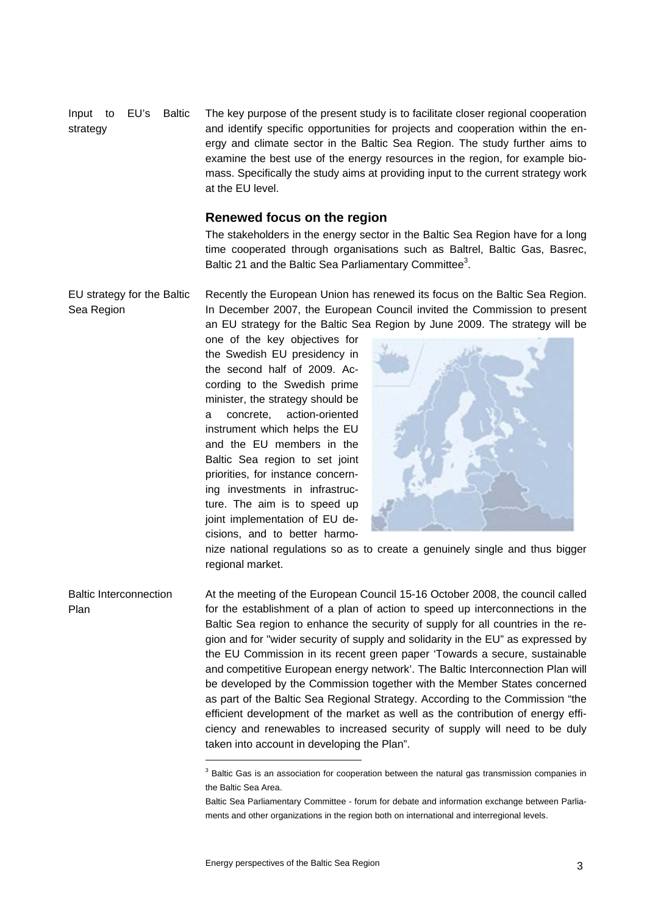Input to EU's Baltic strategy

The key purpose of the present study is to facilitate closer regional cooperation and identify specific opportunities for projects and cooperation within the energy and climate sector in the Baltic Sea Region. The study further aims to examine the best use of the energy resources in the region, for example biomass. Specifically the study aims at providing input to the current strategy work at the EU level.

## Renewed focus on the region

The stakeholders in the energy sector in the Baltic Sea Region have for a long time cooperated through organisations such as Baltrel, Baltic Gas, Basrec, Baltic 21 and the Baltic Sea Parliamentary Committee[3].

EU strategy for the Baltic Sea Region

Recently the European Union has renewed its focus on the Baltic Sea Region. In December 2007, the European Council invited the Commission to present an EU strategy for the Baltic Sea Region by June 2009. The strategy will be one of the key objectives for the Swedish EU presidency in the second half of 2009. According to the Swedish prime minister, the strategy should be a concrete, action-oriented instrument which helps the EU and the EU members in the Baltic Sea region to set joint priorities, for instance concerning investments in infrastructure. The aim is to speed up joint implementation of EU decisions, and to better harmonize national regulations so as to create a genuinely single and thus bigger regional market.

Baltic Interconnection Plan

At the meeting of the European Council 15-16 October 2008, the council called for the establishment of a plan of action to speed up interconnections in the Baltic Sea region to enhance the security of supply for all countries in the region and for "wider security of supply and solidarity in the EU" as expressed by the EU Commission in its recent green paper 'Towards a secure, sustainable and competitive European energy network'. The Baltic Interconnection Plan will be developed by the Commission together with the Member States concerned as part of the Baltic Sea Regional Strategy. According to the Commission "the efficient development of the market as well as the contribution of energy efficiency and renewables to increased security of supply will need to be duly taken into account in developing the Plan".

---

[3] Baltic Gas is an association for cooperation between the natural gas transmission companies in the Baltic Sea Area.

Baltic Sea Parliamentary Committee - forum for debate and information exchange between Parliaments and other organizations in the region both on international and interregional levels.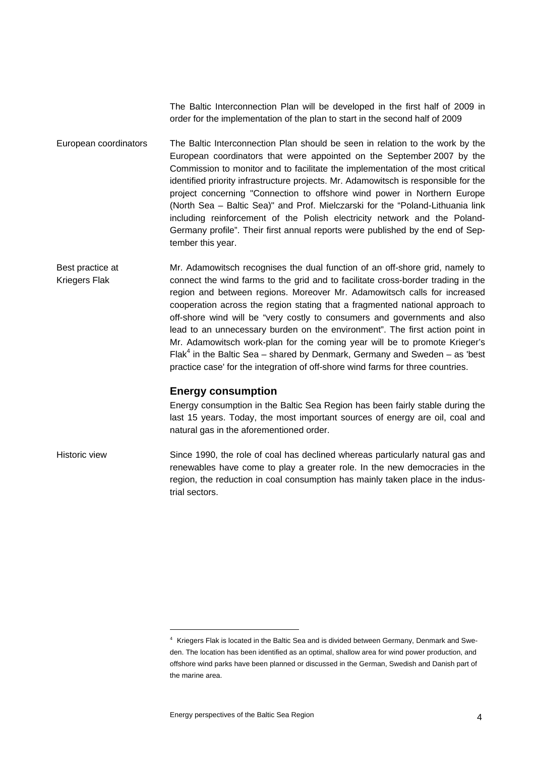The Baltic Interconnection Plan will be developed in the first half of 2009 in order for the implementation of the plan to start in the second half of 2009

European coordinators

The Baltic Interconnection Plan should be seen in relation to the work by the European coordinators that were appointed on the September 2007 by the Commission to monitor and to facilitate the implementation of the most critical identified priority infrastructure projects. Mr. Adamowitsch is responsible for the project concerning "Connection to offshore wind power in Northern Europe (North Sea – Baltic Sea)" and Prof. Mielczarski for the "Poland-Lithuania link including reinforcement of the Polish electricity network and the Poland-Germany profile". Their first annual reports were published by the end of September this year.

Best practice at Kriegers Flak

Mr. Adamowitsch recognises the dual function of an off-shore grid, namely to connect the wind farms to the grid and to facilitate cross-border trading in the region and between regions. Moreover Mr. Adamowitsch calls for increased cooperation across the region stating that a fragmented national approach to off-shore wind will be "very costly to consumers and governments and also lead to an unnecessary burden on the environment". The first action point in Mr. Adamowitsch work-plan for the coming year will be to promote Krieger's Flak[4] in the Baltic Sea – shared by Denmark, Germany and Sweden – as 'best practice case' for the integration of off-shore wind farms for three countries.

## Energy consumption

Energy consumption in the Baltic Sea Region has been fairly stable during the last 15 years. Today, the most important sources of energy are oil, coal and natural gas in the aforementioned order.

Historic view

Since 1990, the role of coal has declined whereas particularly natural gas and renewables have come to play a greater role. In the new democracies in the region, the reduction in coal consumption has mainly taken place in the industrial sectors.

[4] Kriegers Flak is located in the Baltic Sea and is divided between Germany, Denmark and Sweden. The location has been identified as an optimal, shallow area for wind power production, and offshore wind parks have been planned or discussed in the German, Swedish and Danish part of the marine area.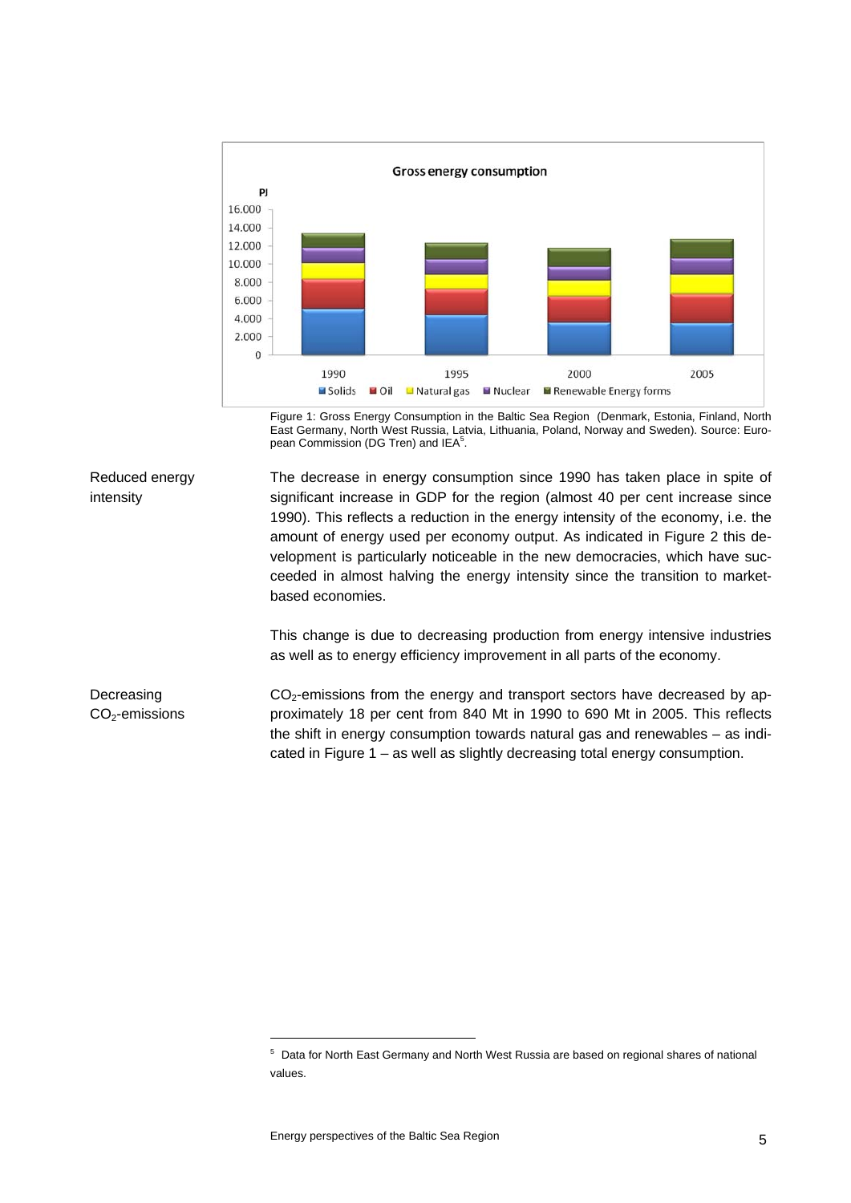Figure 1: Gross Energy Consumption in the Baltic Sea Region (Denmark, Estonia, Finland, North East Germany, North West Russia, Latvia, Lithuania, Poland, Norway and Sweden). Source: European Commission (DG Tren) and IEA[5].

**Reduced energy intensity**

The decrease in energy consumption since 1990 has taken place in spite of significant increase in GDP for the region (almost 40 per cent increase since 1990). This reflects a reduction in the energy intensity of the economy, i.e. the amount of energy used per economy output. As indicated in Figure 2 this development is particularly noticeable in the new democracies, which have succeeded in almost halving the energy intensity since the transition to market-based economies.

This change is due to decreasing production from energy intensive industries as well as to energy efficiency improvement in all parts of the economy.

**Decreasing $CO_2$-emissions**

$CO_2$-emissions from the energy and transport sectors have decreased by approximately 18 per cent from 840 Mt in 1990 to 690 Mt in 2005. This reflects the shift in energy consumption towards natural gas and renewables – as indicated in Figure 1 – as well as slightly decreasing total energy consumption.

[5] Data for North East Germany and North West Russia are based on regional shares of national values.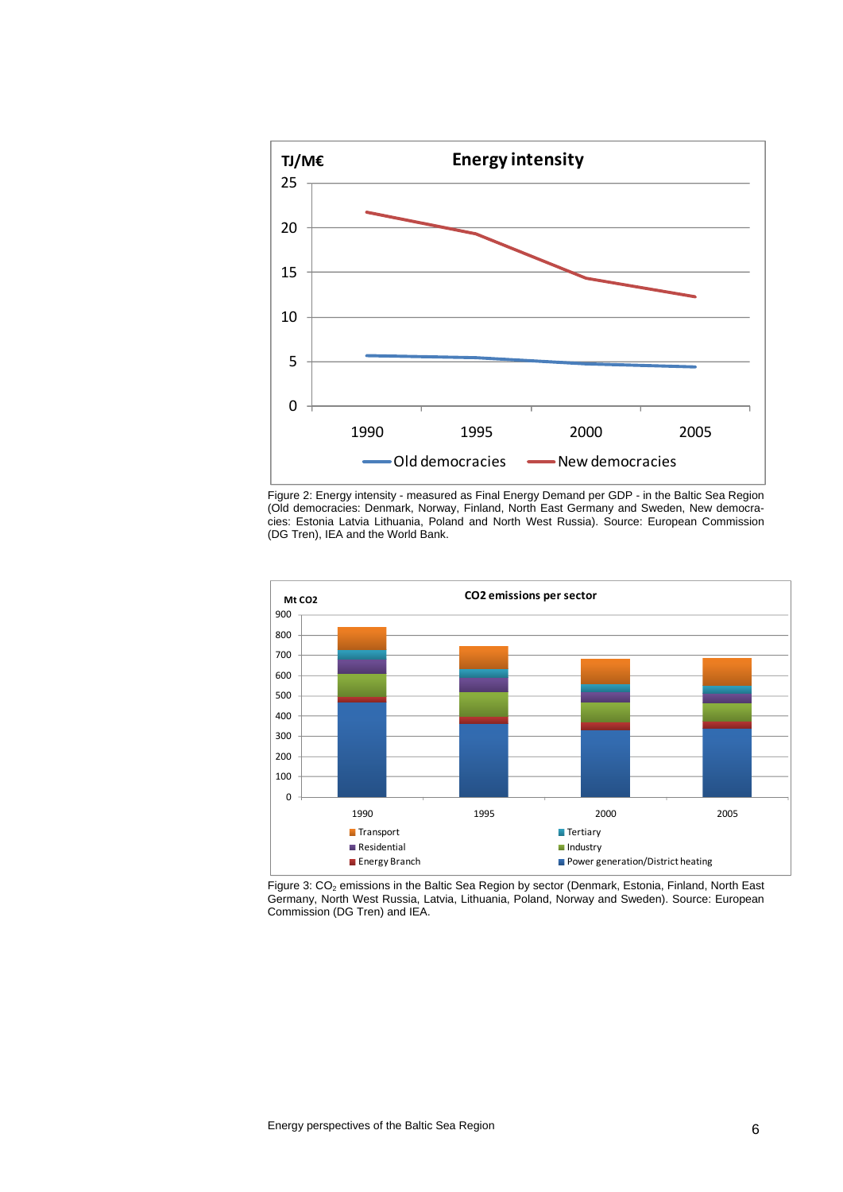Figure 2: Energy intensity - measured as Final Energy Demand per GDP - in the Baltic Sea Region (Old democracies: Denmark, Norway, Finland, North East Germany and Sweden, New democracies: Estonia Latvia Lithuania, Poland and North West Russia). Source: European Commission (DG Tren), IEA and the World Bank.

Figure 3: $CO_2$ emissions in the Baltic Sea Region by sector (Denmark, Estonia, Finland, North East Germany, North West Russia, Latvia, Lithuania, Poland, Norway and Sweden). Source: European Commission (DG Tren) and IEA.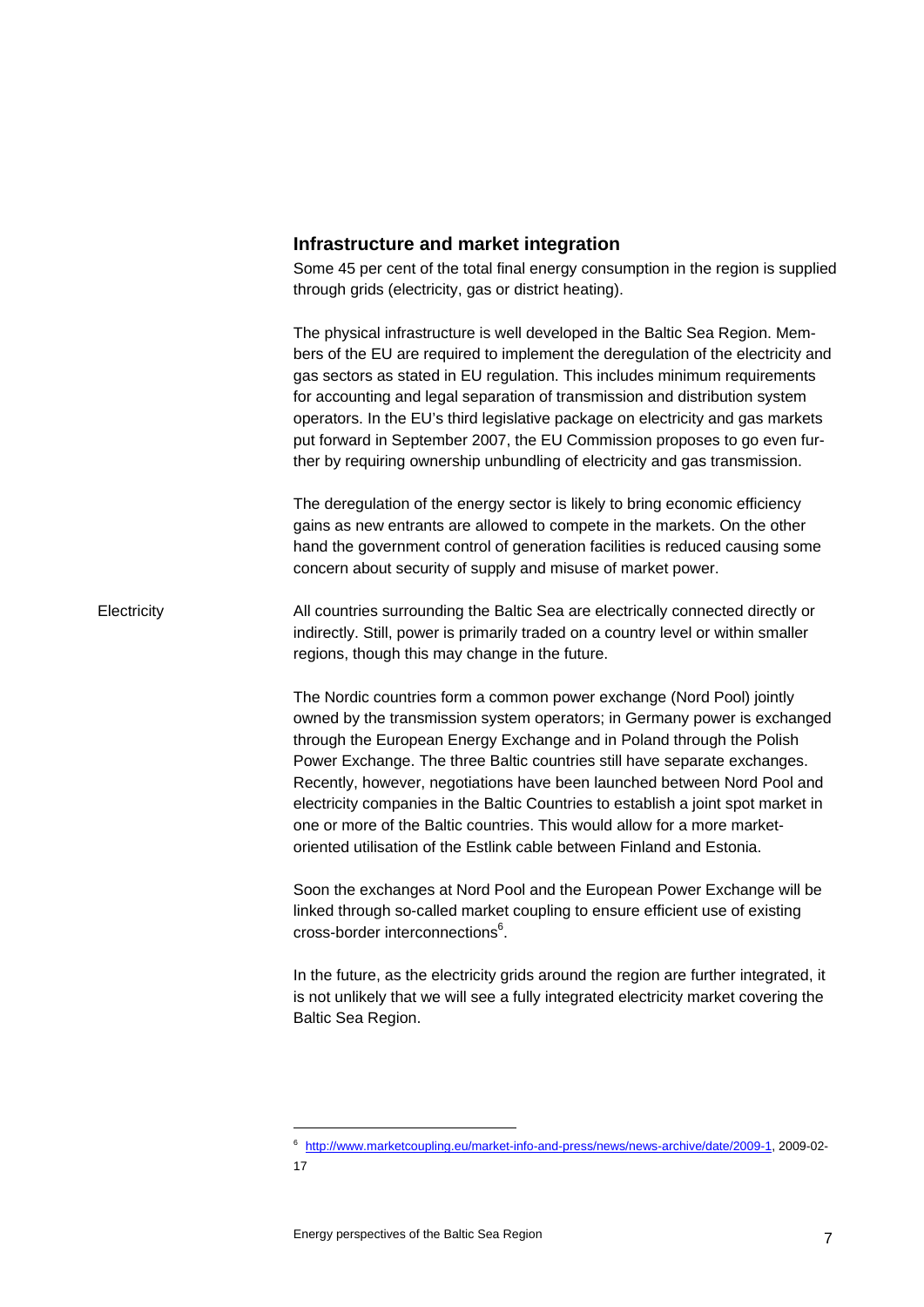## Infrastructure and market integration

Some 45 per cent of the total final energy consumption in the region is supplied through grids (electricity, gas or district heating).

The physical infrastructure is well developed in the Baltic Sea Region. Members of the EU are required to implement the deregulation of the electricity and gas sectors as stated in EU regulation. This includes minimum requirements for accounting and legal separation of transmission and distribution system operators. In the EU's third legislative package on electricity and gas markets put forward in September 2007, the EU Commission proposes to go even further by requiring ownership unbundling of electricity and gas transmission.

The deregulation of the energy sector is likely to bring economic efficiency gains as new entrants are allowed to compete in the markets. On the other hand the government control of generation facilities is reduced causing some concern about security of supply and misuse of market power.

### Electricity

All countries surrounding the Baltic Sea are electrically connected directly or indirectly. Still, power is primarily traded on a country level or within smaller regions, though this may change in the future.

The Nordic countries form a common power exchange (Nord Pool) jointly owned by the transmission system operators; in Germany power is exchanged through the European Energy Exchange and in Poland through the Polish Power Exchange. The three Baltic countries still have separate exchanges. Recently, however, negotiations have been launched between Nord Pool and electricity companies in the Baltic Countries to establish a joint spot market in one or more of the Baltic countries. This would allow for a more market-oriented utilisation of the Estlink cable between Finland and Estonia.

Soon the exchanges at Nord Pool and the European Power Exchange will be linked through so-called market coupling to ensure efficient use of existing cross-border interconnections[6].

In the future, as the electricity grids around the region are further integrated, it is not unlikely that we will see a fully integrated electricity market covering the Baltic Sea Region.

---

[6] http://www.marketcoupling.eu/market-info-and-press/news/news-archive/date/2009-1, 2009-02-17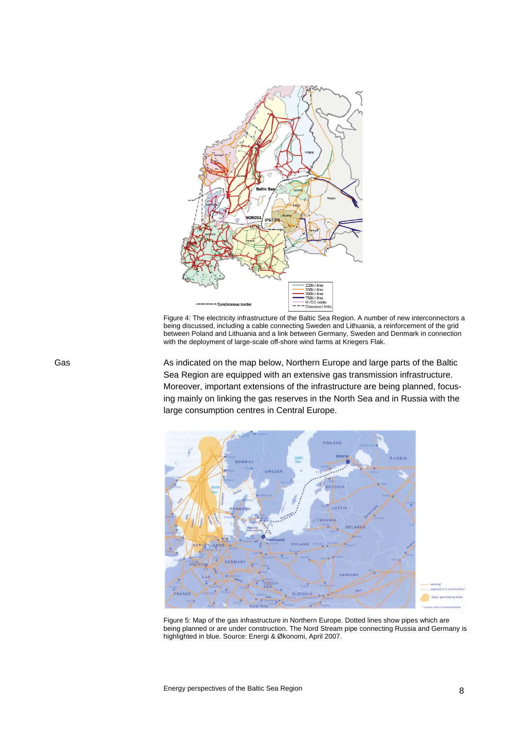Figure 4: The electricity infrastructure of the Baltic Sea Region. A number of new interconnectors a being discussed, including a cable connecting Sweden and Lithuania, a reinforcement of the grid between Poland and Lithuania and a link between Germany, Sweden and Denmark in connection with the deployment of large-scale off-shore wind farms at Kriegers Flak.

## Gas

As indicated on the map below, Northern Europe and large parts of the Baltic Sea Region are equipped with an extensive gas transmission infrastructure. Moreover, important extensions of the infrastructure are being planned, focusing mainly on linking the gas reserves in the North Sea and in Russia with the large consumption centres in Central Europe.

Figure 5: Map of the gas infrastructure in Northern Europe. Dotted lines show pipes which are being planned or are under construction. The Nord Stream pipe connecting Russia and Germany is highlighted in blue. Source: Energi & Økonomi, April 2007.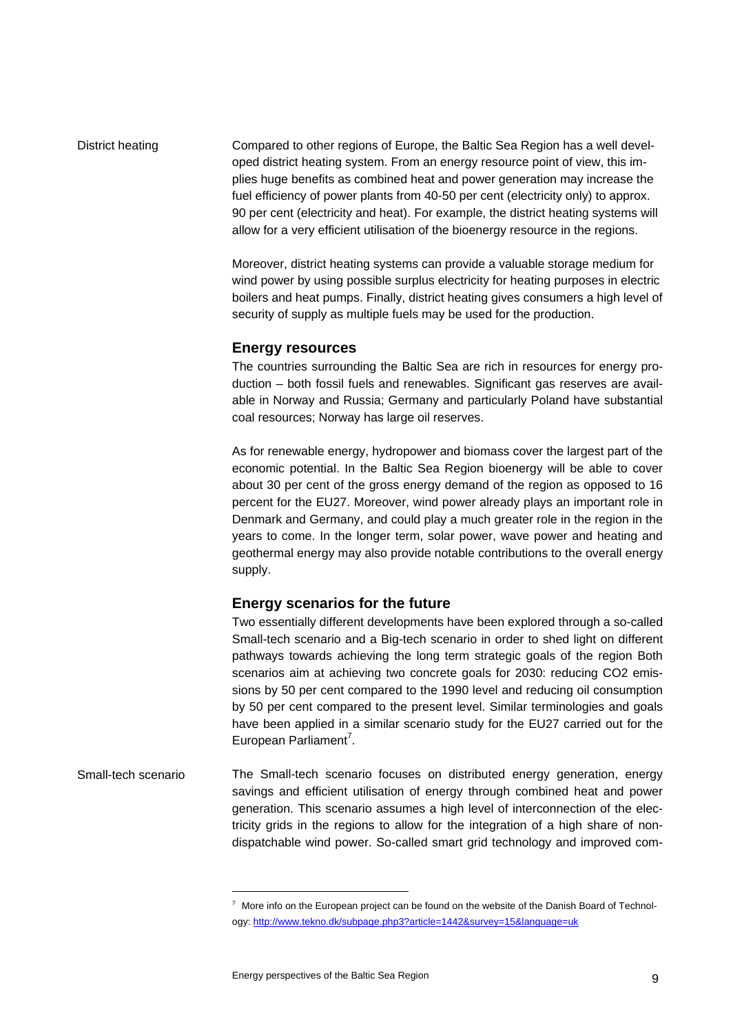District heating

Compared to other regions of Europe, the Baltic Sea Region has a well developed district heating system. From an energy resource point of view, this implies huge benefits as combined heat and power generation may increase the fuel efficiency of power plants from 40-50 per cent (electricity only) to approx. 90 per cent (electricity and heat). For example, the district heating systems will allow for a very efficient utilisation of the bioenergy resource in the regions.

Moreover, district heating systems can provide a valuable storage medium for wind power by using possible surplus electricity for heating purposes in electric boilers and heat pumps. Finally, district heating gives consumers a high level of security of supply as multiple fuels may be used for the production.

## Energy resources

The countries surrounding the Baltic Sea are rich in resources for energy production – both fossil fuels and renewables. Significant gas reserves are available in Norway and Russia; Germany and particularly Poland have substantial coal resources; Norway has large oil reserves.

As for renewable energy, hydropower and biomass cover the largest part of the economic potential. In the Baltic Sea Region bioenergy will be able to cover about 30 per cent of the gross energy demand of the region as opposed to 16 percent for the EU27. Moreover, wind power already plays an important role in Denmark and Germany, and could play a much greater role in the region in the years to come. In the longer term, solar power, wave power and heating and geothermal energy may also provide notable contributions to the overall energy supply.

## Energy scenarios for the future

Two essentially different developments have been explored through a so-called Small-tech scenario and a Big-tech scenario in order to shed light on different pathways towards achieving the long term strategic goals of the region Both scenarios aim at achieving two concrete goals for 2030: reducing $CO_2$ emissions by 50 per cent compared to the 1990 level and reducing oil consumption by 50 per cent compared to the present level. Similar terminologies and goals have been applied in a similar scenario study for the EU27 carried out for the European Parliament[7].

Small-tech scenario

The Small-tech scenario focuses on distributed energy generation, energy savings and efficient utilisation of energy through combined heat and power generation. This scenario assumes a high level of interconnection of the electricity grids in the regions to allow for the integration of a high share of non-dispatchable wind power. So-called smart grid technology and improved com-

[7] More info on the European project can be found on the website of the Danish Board of Technology: http://www.tekno.dk/subpage.php3?article=1442&survey=15&language=uk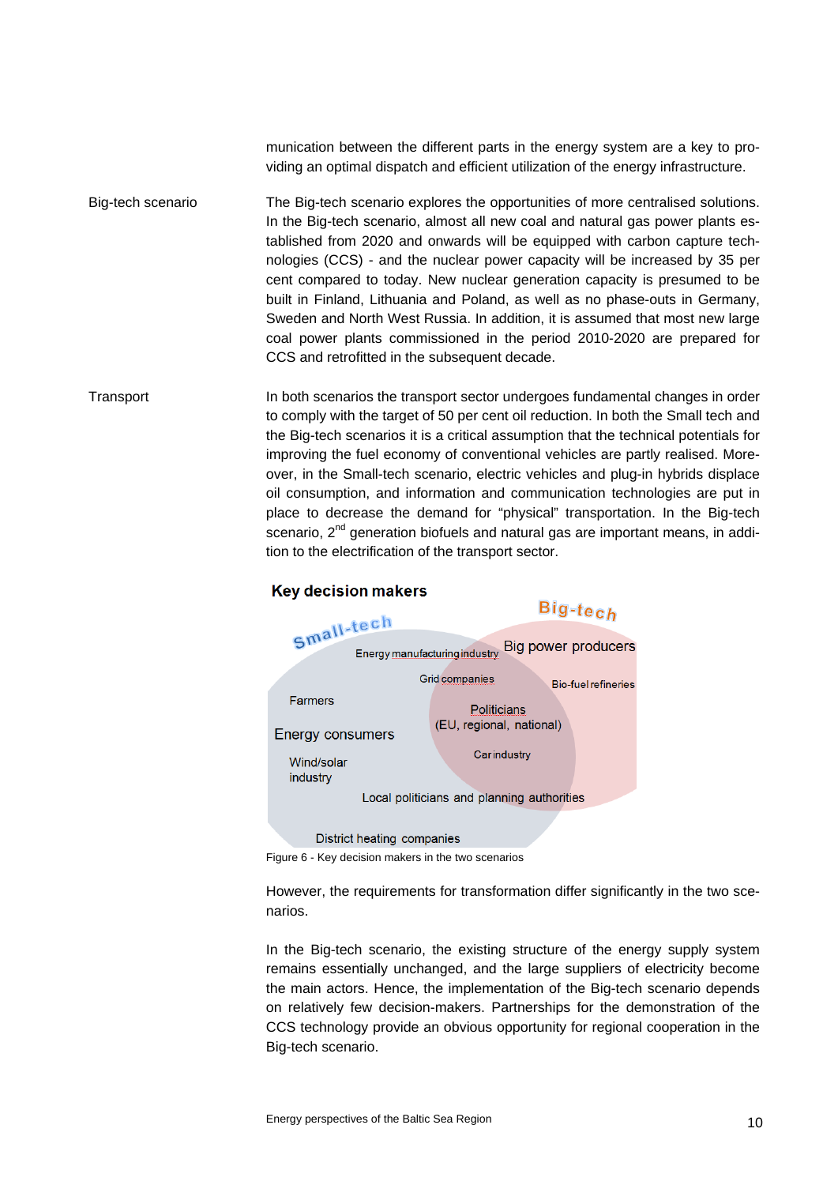munication between the different parts in the energy system are a key to providing an optimal dispatch and efficient utilization of the energy infrastructure.

**Big-tech scenario**

The Big-tech scenario explores the opportunities of more centralised solutions. In the Big-tech scenario, almost all new coal and natural gas power plants established from 2020 and onwards will be equipped with carbon capture technologies (CCS) - and the nuclear power capacity will be increased by 35 per cent compared to today. New nuclear generation capacity is presumed to be built in Finland, Lithuania and Poland, as well as no phase-outs in Germany, Sweden and North West Russia. In addition, it is assumed that most new large coal power plants commissioned in the period 2010-2020 are prepared for CCS and retrofitted in the subsequent decade.

**Transport**

In both scenarios the transport sector undergoes fundamental changes in order to comply with the target of 50 per cent oil reduction. In both the Small tech and the Big-tech scenarios it is a critical assumption that the technical potentials for improving the fuel economy of conventional vehicles are partly realised. Moreover, in the Small-tech scenario, electric vehicles and plug-in hybrids displace oil consumption, and information and communication technologies are put in place to decrease the demand for "physical" transportation. In the Big-tech scenario, 2nd generation biofuels and natural gas are important means, in addition to the electrification of the transport sector.

**Key decision makers**

Small-tech: Farmers, Energy consumers, Wind/solar industry, District heating companies

Both (overlap): Energy manufacturing industry, Grid companies, Politicians (EU, regional, national), Car industry, Local politicians and planning authorities

Big-tech: Big power producers, Bio-fuel refineries

Figure 6 - Key decision makers in the two scenarios

However, the requirements for transformation differ significantly in the two scenarios.

In the Big-tech scenario, the existing structure of the energy supply system remains essentially unchanged, and the large suppliers of electricity become the main actors. Hence, the implementation of the Big-tech scenario depends on relatively few decision-makers. Partnerships for the demonstration of the CCS technology provide an obvious opportunity for regional cooperation in the Big-tech scenario.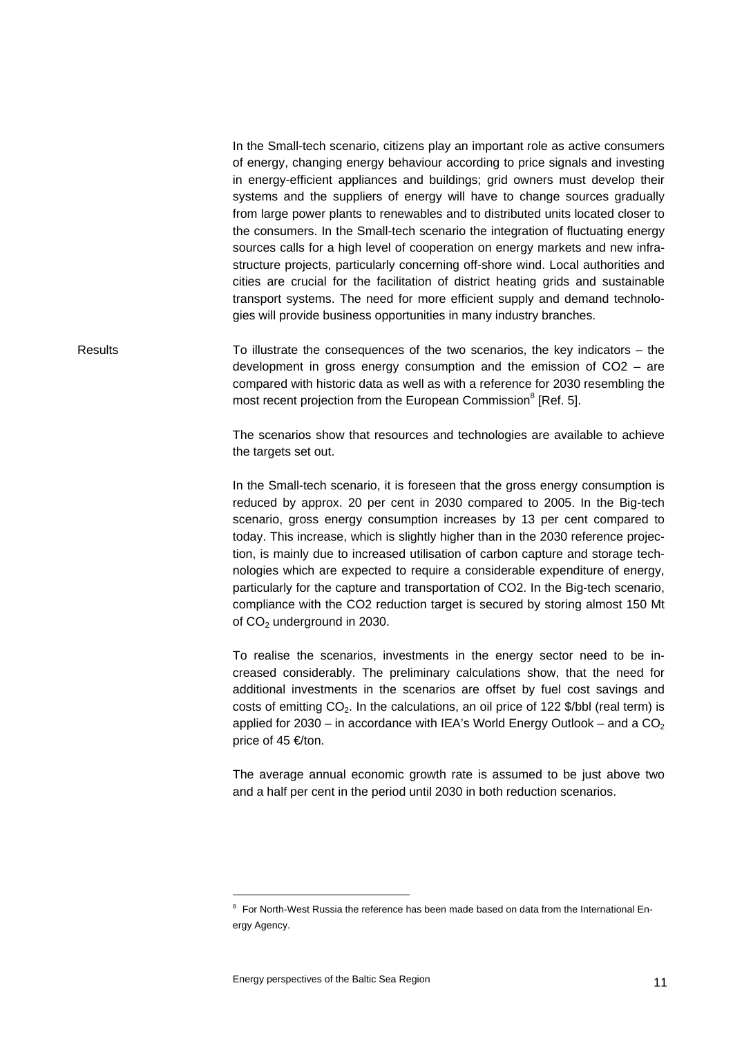In the Small-tech scenario, citizens play an important role as active consumers of energy, changing energy behaviour according to price signals and investing in energy-efficient appliances and buildings; grid owners must develop their systems and the suppliers of energy will have to change sources gradually from large power plants to renewables and to distributed units located closer to the consumers. In the Small-tech scenario the integration of fluctuating energy sources calls for a high level of cooperation on energy markets and new infrastructure projects, particularly concerning off-shore wind. Local authorities and cities are crucial for the facilitation of district heating grids and sustainable transport systems. The need for more efficient supply and demand technologies will provide business opportunities in many industry branches.

**Results**

To illustrate the consequences of the two scenarios, the key indicators – the development in gross energy consumption and the emission of CO2 – are compared with historic data as well as with a reference for 2030 resembling the most recent projection from the European Commission[8] [Ref. 5].

The scenarios show that resources and technologies are available to achieve the targets set out.

In the Small-tech scenario, it is foreseen that the gross energy consumption is reduced by approx. 20 per cent in 2030 compared to 2005. In the Big-tech scenario, gross energy consumption increases by 13 per cent compared to today. This increase, which is slightly higher than in the 2030 reference projection, is mainly due to increased utilisation of carbon capture and storage technologies which are expected to require a considerable expenditure of energy, particularly for the capture and transportation of CO2. In the Big-tech scenario, compliance with the CO2 reduction target is secured by storing almost 150 Mt of $CO_2$ underground in 2030.

To realise the scenarios, investments in the energy sector need to be increased considerably. The preliminary calculations show, that the need for additional investments in the scenarios are offset by fuel cost savings and costs of emitting $CO_2$. In the calculations, an oil price of 122 $/bbl (real term) is applied for 2030 – in accordance with IEA's World Energy Outlook – and a $CO_2$ price of 45 €/ton.

The average annual economic growth rate is assumed to be just above two and a half per cent in the period until 2030 in both reduction scenarios.

---

[8] For North-West Russia the reference has been made based on data from the International Energy Agency.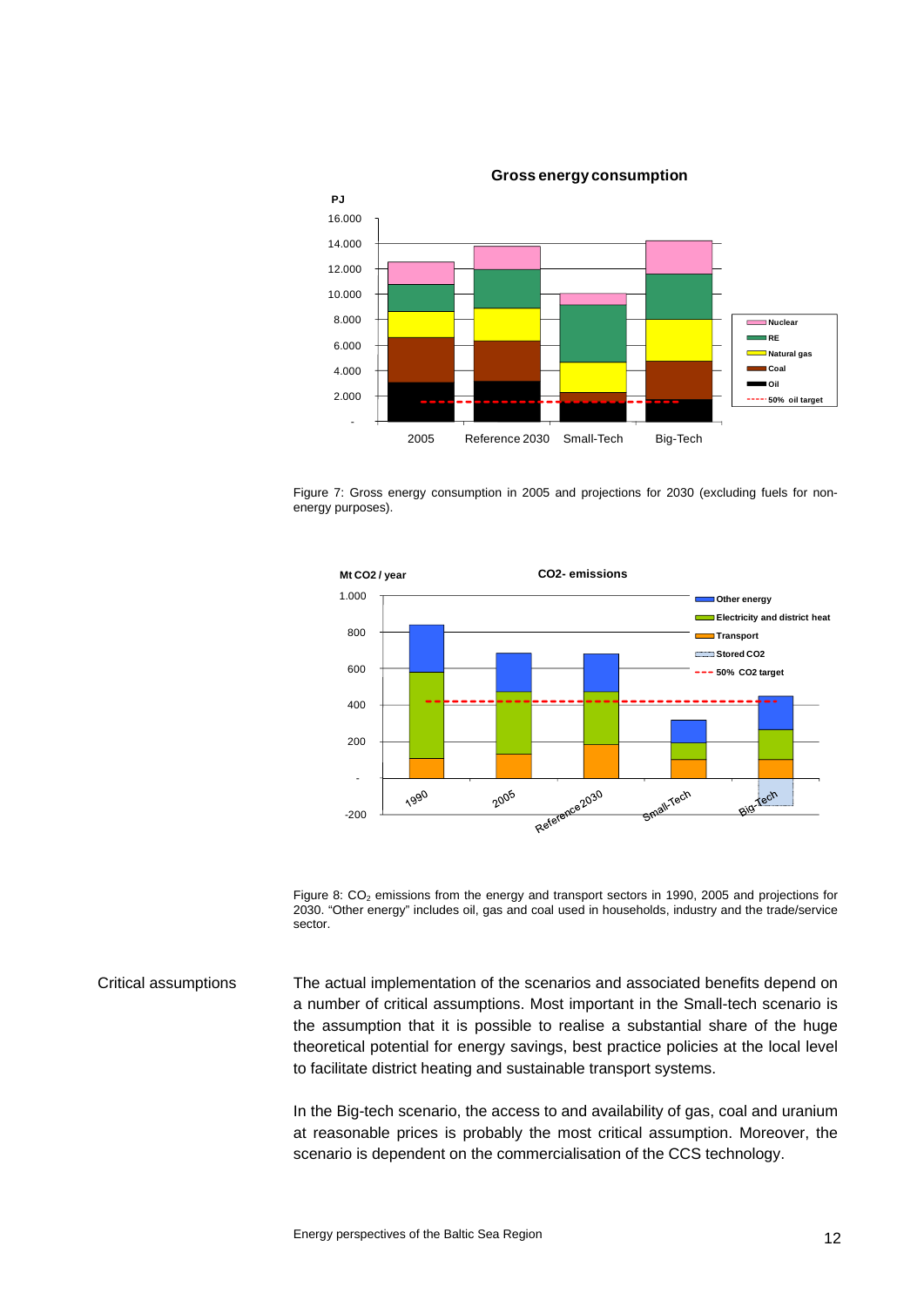Figure 7: Gross energy consumption in 2005 and projections for 2030 (excluding fuels for non-energy purposes).

Figure 8: $CO_2$ emissions from the energy and transport sectors in 1990, 2005 and projections for 2030. "Other energy" includes oil, gas and coal used in households, industry and the trade/service sector.

**Critical assumptions**

The actual implementation of the scenarios and associated benefits depend on a number of critical assumptions. Most important in the Small-tech scenario is the assumption that it is possible to realise a substantial share of the huge theoretical potential for energy savings, best practice policies at the local level to facilitate district heating and sustainable transport systems.

In the Big-tech scenario, the access to and availability of gas, coal and uranium at reasonable prices is probably the most critical assumption. Moreover, the scenario is dependent on the commercialisation of the CCS technology.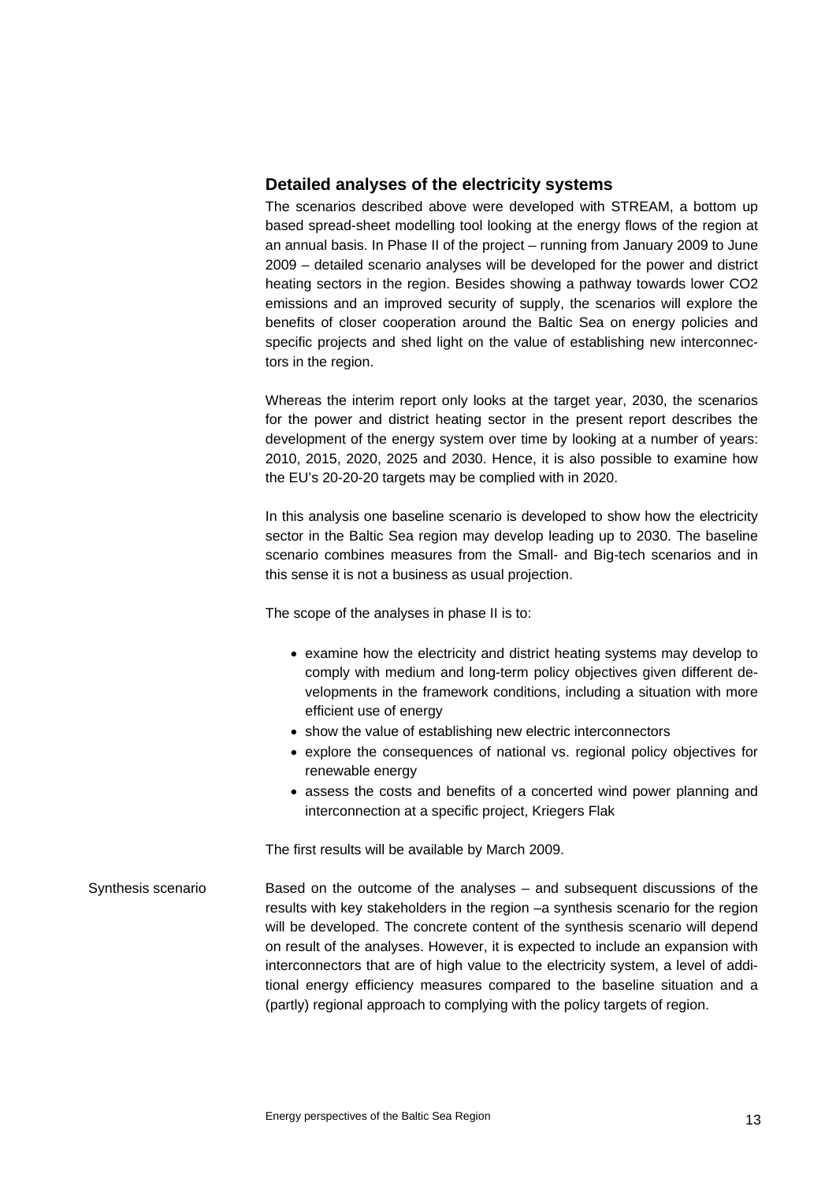## Detailed analyses of the electricity systems

The scenarios described above were developed with STREAM, a bottom up based spread-sheet modelling tool looking at the energy flows of the region at an annual basis. In Phase II of the project – running from January 2009 to June 2009 – detailed scenario analyses will be developed for the power and district heating sectors in the region. Besides showing a pathway towards lower $CO_2$ emissions and an improved security of supply, the scenarios will explore the benefits of closer cooperation around the Baltic Sea on energy policies and specific projects and shed light on the value of establishing new interconnectors in the region.

Whereas the interim report only looks at the target year, 2030, the scenarios for the power and district heating sector in the present report describes the development of the energy system over time by looking at a number of years: 2010, 2015, 2020, 2025 and 2030. Hence, it is also possible to examine how the EU's 20-20-20 targets may be complied with in 2020.

In this analysis one baseline scenario is developed to show how the electricity sector in the Baltic Sea region may develop leading up to 2030. The baseline scenario combines measures from the Small- and Big-tech scenarios and in this sense it is not a business as usual projection.

The scope of the analyses in phase II is to:

- examine how the electricity and district heating systems may develop to comply with medium and long-term policy objectives given different developments in the framework conditions, including a situation with more efficient use of energy
- show the value of establishing new electric interconnectors
- explore the consequences of national vs. regional policy objectives for renewable energy
- assess the costs and benefits of a concerted wind power planning and interconnection at a specific project, Kriegers Flak

The first results will be available by March 2009.

**Synthesis scenario**

Based on the outcome of the analyses – and subsequent discussions of the results with key stakeholders in the region –a synthesis scenario for the region will be developed. The concrete content of the synthesis scenario will depend on result of the analyses. However, it is expected to include an expansion with interconnectors that are of high value to the electricity system, a level of additional energy efficiency measures compared to the baseline situation and a (partly) regional approach to complying with the policy targets of region.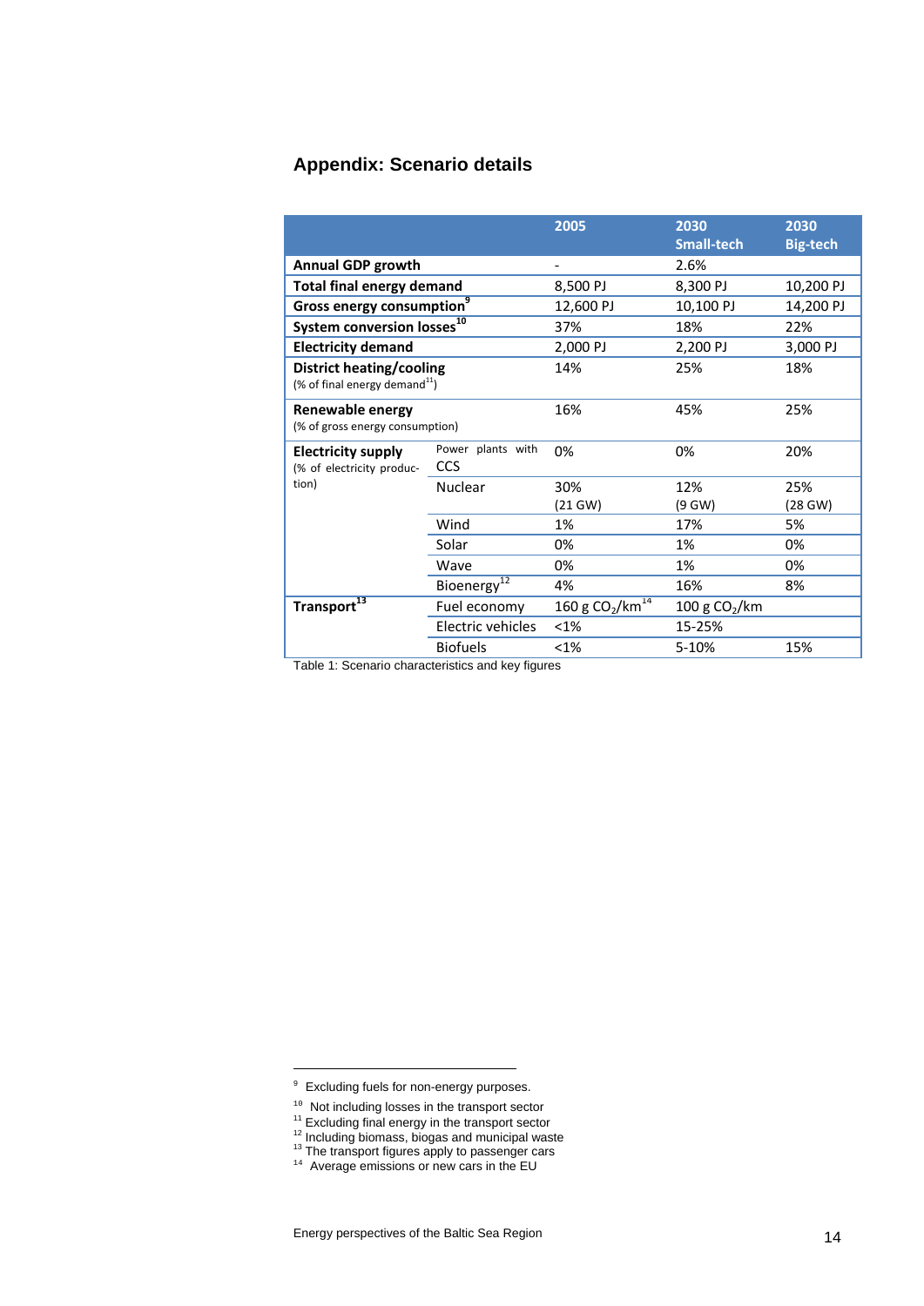## Appendix: Scenario details

| | | 2005 | 2030 Small-tech | 2030 Big-tech |
|---|---|---|---|---|
| **Annual GDP growth** | | - | 2.6% | |
| **Total final energy demand** | | 8,500 PJ | 8,300 PJ | 10,200 PJ |
| **Gross energy consumption**[9] | | 12,600 PJ | 10,100 PJ | 14,200 PJ |
| **System conversion losses**[10] | | 37% | 18% | 22% |
| **Electricity demand** | | 2,000 PJ | 2,200 PJ | 3,000 PJ |
| **District heating/cooling** (% of final energy demand[11]) | | 14% | 25% | 18% |
| **Renewable energy** (% of gross energy consumption) | | 16% | 45% | 25% |
| **Electricity supply** (% of electricity production) | Power plants with CCS | 0% | 0% | 20% |
| | Nuclear | 30% (21 GW) | 12% (9 GW) | 25% (28 GW) |
| | Wind | 1% | 17% | 5% |
| | Solar | 0% | 1% | 0% |
| | Wave | 0% | 1% | 0% |
| | Bioenergy[12] | 4% | 16% | 8% |
| **Transport**[13] | Fuel economy | 160 g $CO_2$/km[14] | 100 g $CO_2$/km | |
| | Electric vehicles | <1% | 15-25% | |
| | Biofuels | <1% | 5-10% | 15% |

Table 1: Scenario characteristics and key figures

---

[9] Excluding fuels for non-energy purposes.

[10] Not including losses in the transport sector

[11] Excluding final energy in the transport sector

[12] Including biomass, biogas and municipal waste

[13] The transport figures apply to passenger cars

[14] Average emissions or new cars in the EU